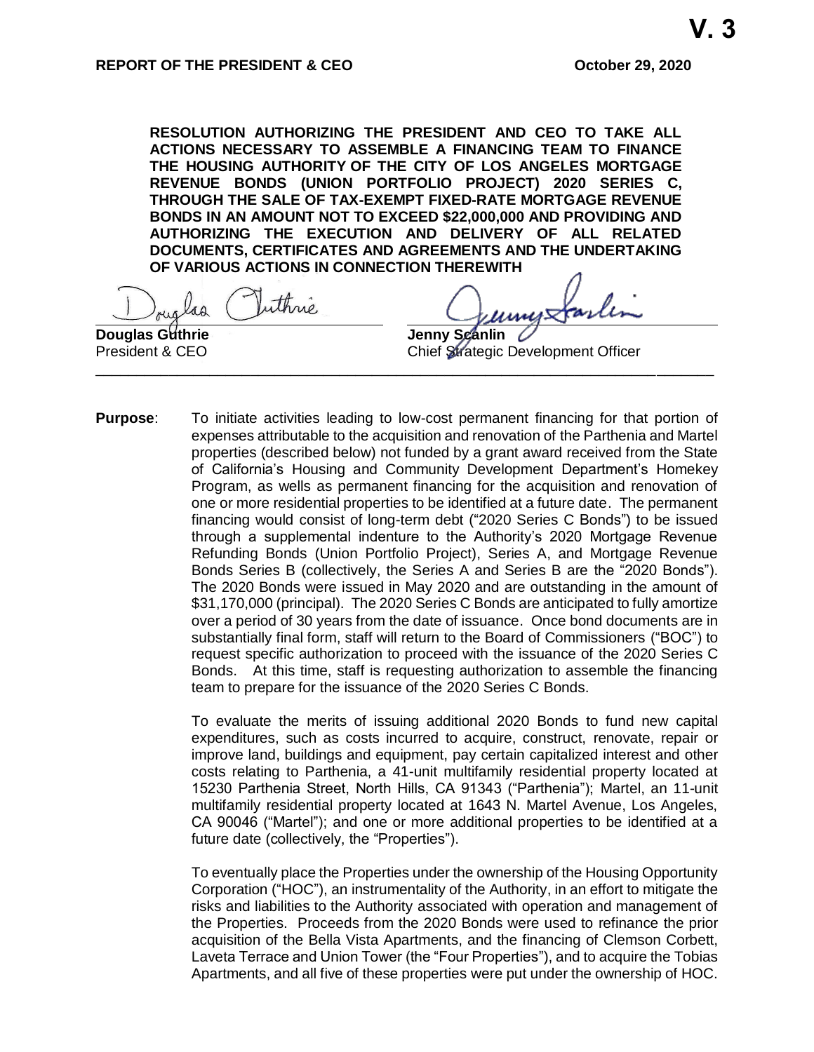**V. 3**

**REPORT OF THE PRESIDENT & CEO** **October 29, 2020**

**RESOLUTION AUTHORIZING THE PRESIDENT AND CEO TO TAKE ALL ACTIONS NECESSARY TO ASSEMBLE A FINANCING TEAM TO FINANCE THE HOUSING AUTHORITY OF THE CITY OF LOS ANGELES MORTGAGE REVENUE BONDS (UNION PORTFOLIO PROJECT) 2020 SERIES C, THROUGH THE SALE OF TAX-EXEMPT FIXED-RATE MORTGAGE REVENUE BONDS IN AN AMOUNT NOT TO EXCEED $22,000,000 AND PROVIDING AND AUTHORIZING THE EXECUTION AND DELIVERY OF ALL RELATED DOCUMENTS, CERTIFICATES AND AGREEMENTS AND THE UNDERTAKING OF VARIOUS ACTIONS IN CONNECTION THEREWITH**

**Douglas Guthrie**
President & CEO

**Jenny Scanlin**
Chief Strategic Development Officer

---

**Purpose**: To initiate activities leading to low-cost permanent financing for that portion of expenses attributable to the acquisition and renovation of the Parthenia and Martel properties (described below) not funded by a grant award received from the State of California's Housing and Community Development Department's Homekey Program, as wells as permanent financing for the acquisition and renovation of one or more residential properties to be identified at a future date. The permanent financing would consist of long-term debt ("2020 Series C Bonds") to be issued through a supplemental indenture to the Authority's 2020 Mortgage Revenue Refunding Bonds (Union Portfolio Project), Series A, and Mortgage Revenue Bonds Series B (collectively, the Series A and Series B are the "2020 Bonds"). The 2020 Bonds were issued in May 2020 and are outstanding in the amount of $31,170,000 (principal). The 2020 Series C Bonds are anticipated to fully amortize over a period of 30 years from the date of issuance. Once bond documents are in substantially final form, staff will return to the Board of Commissioners ("BOC") to request specific authorization to proceed with the issuance of the 2020 Series C Bonds. At this time, staff is requesting authorization to assemble the financing team to prepare for the issuance of the 2020 Series C Bonds.

To evaluate the merits of issuing additional 2020 Bonds to fund new capital expenditures, such as costs incurred to acquire, construct, renovate, repair or improve land, buildings and equipment, pay certain capitalized interest and other costs relating to Parthenia, a 41-unit multifamily residential property located at 15230 Parthenia Street, North Hills, CA 91343 ("Parthenia"); Martel, an 11-unit multifamily residential property located at 1643 N. Martel Avenue, Los Angeles, CA 90046 ("Martel"); and one or more additional properties to be identified at a future date (collectively, the "Properties").

To eventually place the Properties under the ownership of the Housing Opportunity Corporation ("HOC"), an instrumentality of the Authority, in an effort to mitigate the risks and liabilities to the Authority associated with operation and management of the Properties. Proceeds from the 2020 Bonds were used to refinance the prior acquisition of the Bella Vista Apartments, and the financing of Clemson Corbett, Laveta Terrace and Union Tower (the "Four Properties"), and to acquire the Tobias Apartments, and all five of these properties were put under the ownership of HOC.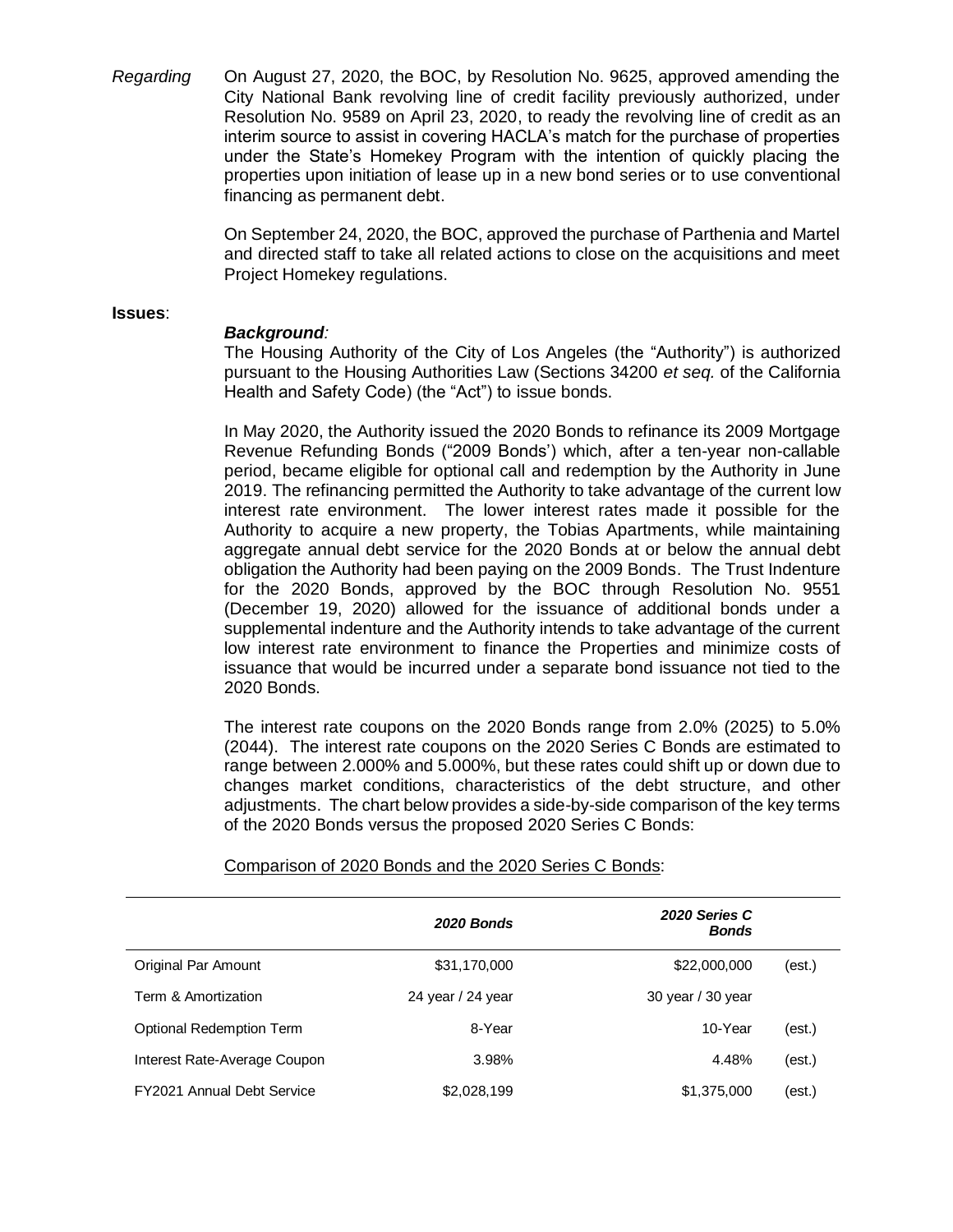*Regarding* On August 27, 2020, the BOC, by Resolution No. 9625, approved amending the City National Bank revolving line of credit facility previously authorized, under Resolution No. 9589 on April 23, 2020, to ready the revolving line of credit as an interim source to assist in covering HACLA's match for the purchase of properties under the State's Homekey Program with the intention of quickly placing the properties upon initiation of lease up in a new bond series or to use conventional financing as permanent debt.

On September 24, 2020, the BOC, approved the purchase of Parthenia and Martel and directed staff to take all related actions to close on the acquisitions and meet Project Homekey regulations.

**Issues**:

***Background:***

The Housing Authority of the City of Los Angeles (the "Authority") is authorized pursuant to the Housing Authorities Law (Sections 34200 *et seq.* of the California Health and Safety Code) (the "Act") to issue bonds.

In May 2020, the Authority issued the 2020 Bonds to refinance its 2009 Mortgage Revenue Refunding Bonds ("2009 Bonds') which, after a ten-year non-callable period, became eligible for optional call and redemption by the Authority in June 2019. The refinancing permitted the Authority to take advantage of the current low interest rate environment. The lower interest rates made it possible for the Authority to acquire a new property, the Tobias Apartments, while maintaining aggregate annual debt service for the 2020 Bonds at or below the annual debt obligation the Authority had been paying on the 2009 Bonds. The Trust Indenture for the 2020 Bonds, approved by the BOC through Resolution No. 9551 (December 19, 2020) allowed for the issuance of additional bonds under a supplemental indenture and the Authority intends to take advantage of the current low interest rate environment to finance the Properties and minimize costs of issuance that would be incurred under a separate bond issuance not tied to the 2020 Bonds.

The interest rate coupons on the 2020 Bonds range from 2.0% (2025) to 5.0% (2044). The interest rate coupons on the 2020 Series C Bonds are estimated to range between 2.000% and 5.000%, but these rates could shift up or down due to changes market conditions, characteristics of the debt structure, and other adjustments. The chart below provides a side-by-side comparison of the key terms of the 2020 Bonds versus the proposed 2020 Series C Bonds:

<u>Comparison of 2020 Bonds and the 2020 Series C Bonds</u>:

| | *2020 Bonds* | *2020 Series C Bonds* | |
|---|---|---|---|
| Original Par Amount | \$31,170,000 | \$22,000,000 | (est.) |
| Term & Amortization | 24 year / 24 year | 30 year / 30 year | |
| Optional Redemption Term | 8-Year | 10-Year | (est.) |
| Interest Rate-Average Coupon | 3.98% | 4.48% | (est.) |
| FY2021 Annual Debt Service | \$2,028,199 | \$1,375,000 | (est.) |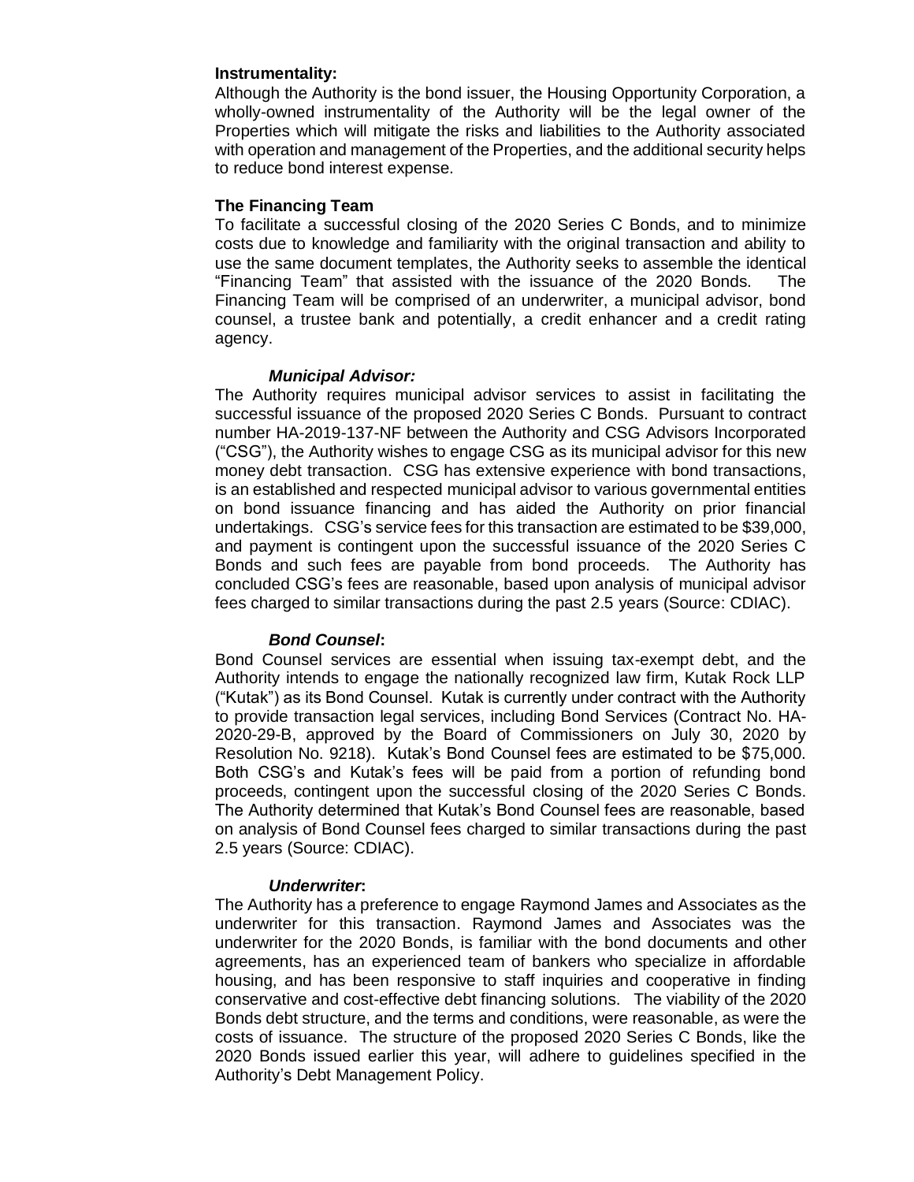**Instrumentality:**

Although the Authority is the bond issuer, the Housing Opportunity Corporation, a wholly-owned instrumentality of the Authority will be the legal owner of the Properties which will mitigate the risks and liabilities to the Authority associated with operation and management of the Properties, and the additional security helps to reduce bond interest expense.

**The Financing Team**

To facilitate a successful closing of the 2020 Series C Bonds, and to minimize costs due to knowledge and familiarity with the original transaction and ability to use the same document templates, the Authority seeks to assemble the identical "Financing Team" that assisted with the issuance of the 2020 Bonds. The Financing Team will be comprised of an underwriter, a municipal advisor, bond counsel, a trustee bank and potentially, a credit enhancer and a credit rating agency.

***Municipal Advisor:***

The Authority requires municipal advisor services to assist in facilitating the successful issuance of the proposed 2020 Series C Bonds. Pursuant to contract number HA-2019-137-NF between the Authority and CSG Advisors Incorporated ("CSG"), the Authority wishes to engage CSG as its municipal advisor for this new money debt transaction. CSG has extensive experience with bond transactions, is an established and respected municipal advisor to various governmental entities on bond issuance financing and has aided the Authority on prior financial undertakings. CSG's service fees for this transaction are estimated to be $39,000, and payment is contingent upon the successful issuance of the 2020 Series C Bonds and such fees are payable from bond proceeds. The Authority has concluded CSG's fees are reasonable, based upon analysis of municipal advisor fees charged to similar transactions during the past 2.5 years (Source: CDIAC).

***Bond Counsel*:**

Bond Counsel services are essential when issuing tax-exempt debt, and the Authority intends to engage the nationally recognized law firm, Kutak Rock LLP ("Kutak") as its Bond Counsel. Kutak is currently under contract with the Authority to provide transaction legal services, including Bond Services (Contract No. HA-2020-29-B, approved by the Board of Commissioners on July 30, 2020 by Resolution No. 9218). Kutak's Bond Counsel fees are estimated to be $75,000. Both CSG's and Kutak's fees will be paid from a portion of refunding bond proceeds, contingent upon the successful closing of the 2020 Series C Bonds. The Authority determined that Kutak's Bond Counsel fees are reasonable, based on analysis of Bond Counsel fees charged to similar transactions during the past 2.5 years (Source: CDIAC).

***Underwriter*:**

The Authority has a preference to engage Raymond James and Associates as the underwriter for this transaction. Raymond James and Associates was the underwriter for the 2020 Bonds, is familiar with the bond documents and other agreements, has an experienced team of bankers who specialize in affordable housing, and has been responsive to staff inquiries and cooperative in finding conservative and cost-effective debt financing solutions. The viability of the 2020 Bonds debt structure, and the terms and conditions, were reasonable, as were the costs of issuance. The structure of the proposed 2020 Series C Bonds, like the 2020 Bonds issued earlier this year, will adhere to guidelines specified in the Authority's Debt Management Policy.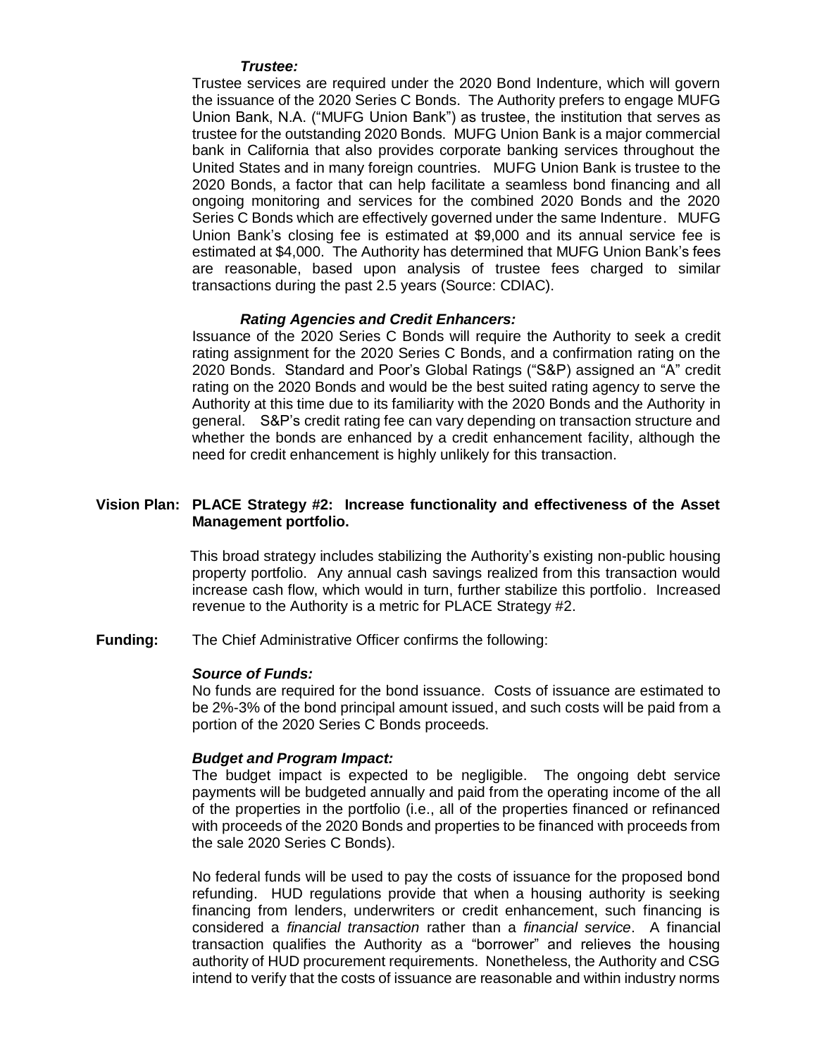***Trustee:***

Trustee services are required under the 2020 Bond Indenture, which will govern the issuance of the 2020 Series C Bonds. The Authority prefers to engage MUFG Union Bank, N.A. ("MUFG Union Bank") as trustee, the institution that serves as trustee for the outstanding 2020 Bonds. MUFG Union Bank is a major commercial bank in California that also provides corporate banking services throughout the United States and in many foreign countries. MUFG Union Bank is trustee to the 2020 Bonds, a factor that can help facilitate a seamless bond financing and all ongoing monitoring and services for the combined 2020 Bonds and the 2020 Series C Bonds which are effectively governed under the same Indenture. MUFG Union Bank's closing fee is estimated at $9,000 and its annual service fee is estimated at $4,000. The Authority has determined that MUFG Union Bank's fees are reasonable, based upon analysis of trustee fees charged to similar transactions during the past 2.5 years (Source: CDIAC).

***Rating Agencies and Credit Enhancers:***

Issuance of the 2020 Series C Bonds will require the Authority to seek a credit rating assignment for the 2020 Series C Bonds, and a confirmation rating on the 2020 Bonds. Standard and Poor's Global Ratings ("S&P) assigned an "A" credit rating on the 2020 Bonds and would be the best suited rating agency to serve the Authority at this time due to its familiarity with the 2020 Bonds and the Authority in general. S&P's credit rating fee can vary depending on transaction structure and whether the bonds are enhanced by a credit enhancement facility, although the need for credit enhancement is highly unlikely for this transaction.

**Vision Plan: PLACE Strategy #2: Increase functionality and effectiveness of the Asset Management portfolio.**

This broad strategy includes stabilizing the Authority's existing non-public housing property portfolio. Any annual cash savings realized from this transaction would increase cash flow, which would in turn, further stabilize this portfolio. Increased revenue to the Authority is a metric for PLACE Strategy #2.

**Funding:** The Chief Administrative Officer confirms the following:

***Source of Funds:***

No funds are required for the bond issuance. Costs of issuance are estimated to be 2%-3% of the bond principal amount issued, and such costs will be paid from a portion of the 2020 Series C Bonds proceeds.

***Budget and Program Impact:***

The budget impact is expected to be negligible. The ongoing debt service payments will be budgeted annually and paid from the operating income of the all of the properties in the portfolio (i.e., all of the properties financed or refinanced with proceeds of the 2020 Bonds and properties to be financed with proceeds from the sale 2020 Series C Bonds).

No federal funds will be used to pay the costs of issuance for the proposed bond refunding. HUD regulations provide that when a housing authority is seeking financing from lenders, underwriters or credit enhancement, such financing is considered a *financial transaction* rather than a *financial service*. A financial transaction qualifies the Authority as a "borrower" and relieves the housing authority of HUD procurement requirements. Nonetheless, the Authority and CSG intend to verify that the costs of issuance are reasonable and within industry norms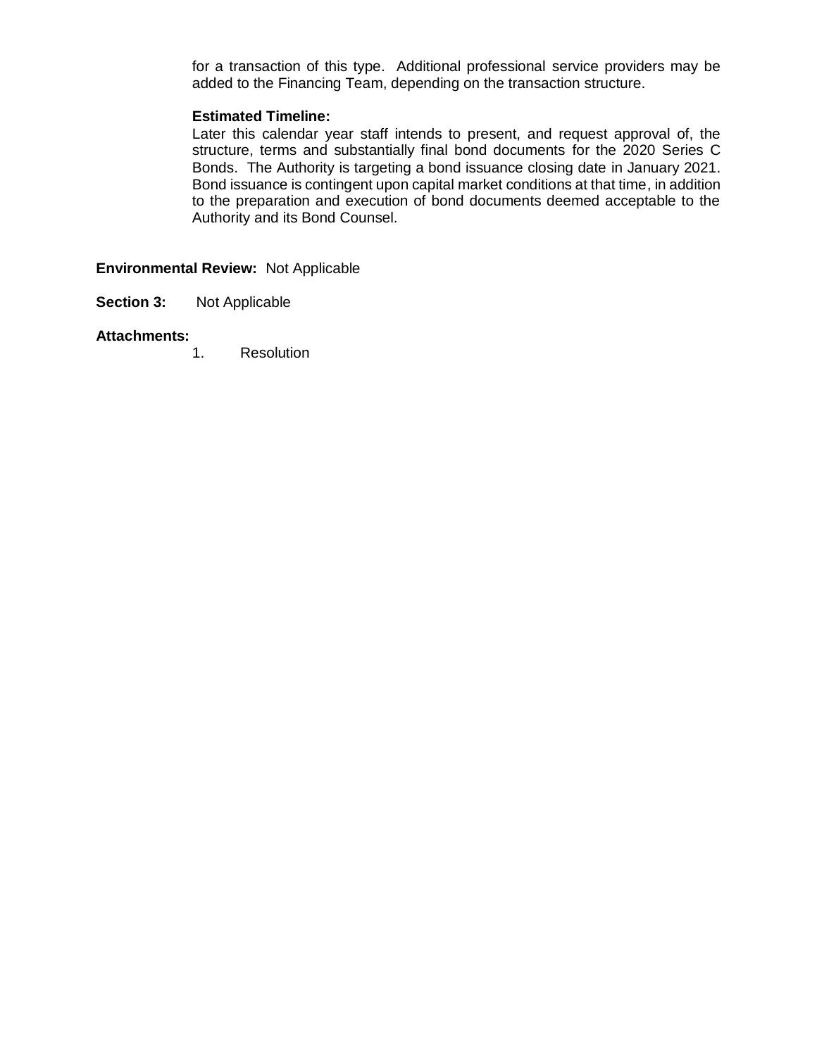for a transaction of this type. Additional professional service providers may be added to the Financing Team, depending on the transaction structure.

**Estimated Timeline:**
Later this calendar year staff intends to present, and request approval of, the structure, terms and substantially final bond documents for the 2020 Series C Bonds. The Authority is targeting a bond issuance closing date in January 2021. Bond issuance is contingent upon capital market conditions at that time, in addition to the preparation and execution of bond documents deemed acceptable to the Authority and its Bond Counsel.

**Environmental Review:** Not Applicable

**Section 3:** Not Applicable

**Attachments:**

1. Resolution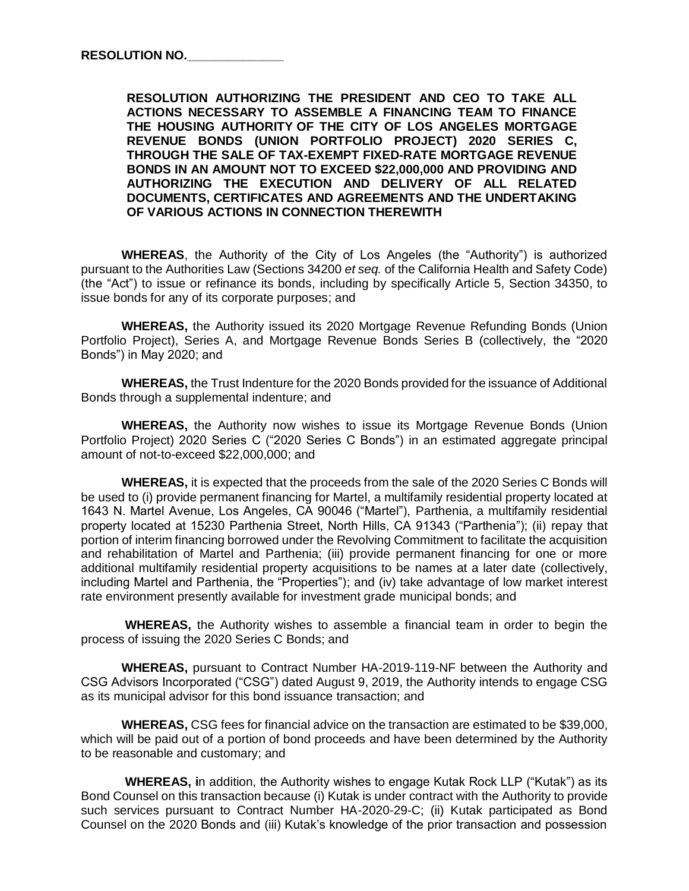**RESOLUTION NO.\_\_\_\_\_\_\_\_\_\_\_\_\_\_**

**RESOLUTION AUTHORIZING THE PRESIDENT AND CEO TO TAKE ALL ACTIONS NECESSARY TO ASSEMBLE A FINANCING TEAM TO FINANCE THE HOUSING AUTHORITY OF THE CITY OF LOS ANGELES MORTGAGE REVENUE BONDS (UNION PORTFOLIO PROJECT) 2020 SERIES C, THROUGH THE SALE OF TAX-EXEMPT FIXED-RATE MORTGAGE REVENUE BONDS IN AN AMOUNT NOT TO EXCEED $22,000,000 AND PROVIDING AND AUTHORIZING THE EXECUTION AND DELIVERY OF ALL RELATED DOCUMENTS, CERTIFICATES AND AGREEMENTS AND THE UNDERTAKING OF VARIOUS ACTIONS IN CONNECTION THEREWITH**

**WHEREAS**, the Authority of the City of Los Angeles (the "Authority") is authorized pursuant to the Authorities Law (Sections 34200 *et seq.* of the California Health and Safety Code) (the "Act") to issue or refinance its bonds, including by specifically Article 5, Section 34350, to issue bonds for any of its corporate purposes; and

**WHEREAS,** the Authority issued its 2020 Mortgage Revenue Refunding Bonds (Union Portfolio Project), Series A, and Mortgage Revenue Bonds Series B (collectively, the "2020 Bonds") in May 2020; and

**WHEREAS,** the Trust Indenture for the 2020 Bonds provided for the issuance of Additional Bonds through a supplemental indenture; and

**WHEREAS,** the Authority now wishes to issue its Mortgage Revenue Bonds (Union Portfolio Project) 2020 Series C ("2020 Series C Bonds") in an estimated aggregate principal amount of not-to-exceed $22,000,000; and

**WHEREAS,** it is expected that the proceeds from the sale of the 2020 Series C Bonds will be used to (i) provide permanent financing for Martel, a multifamily residential property located at 1643 N. Martel Avenue, Los Angeles, CA 90046 ("Martel"), Parthenia, a multifamily residential property located at 15230 Parthenia Street, North Hills, CA 91343 ("Parthenia"); (ii) repay that portion of interim financing borrowed under the Revolving Commitment to facilitate the acquisition and rehabilitation of Martel and Parthenia; (iii) provide permanent financing for one or more additional multifamily residential property acquisitions to be names at a later date (collectively, including Martel and Parthenia, the "Properties"); and (iv) take advantage of low market interest rate environment presently available for investment grade municipal bonds; and

**WHEREAS,** the Authority wishes to assemble a financial team in order to begin the process of issuing the 2020 Series C Bonds; and

**WHEREAS,** pursuant to Contract Number HA-2019-119-NF between the Authority and CSG Advisors Incorporated ("CSG") dated August 9, 2019, the Authority intends to engage CSG as its municipal advisor for this bond issuance transaction; and

**WHEREAS,** CSG fees for financial advice on the transaction are estimated to be $39,000, which will be paid out of a portion of bond proceeds and have been determined by the Authority to be reasonable and customary; and

**WHEREAS, i**n addition, the Authority wishes to engage Kutak Rock LLP ("Kutak") as its Bond Counsel on this transaction because (i) Kutak is under contract with the Authority to provide such services pursuant to Contract Number HA-2020-29-C; (ii) Kutak participated as Bond Counsel on the 2020 Bonds and (iii) Kutak's knowledge of the prior transaction and possession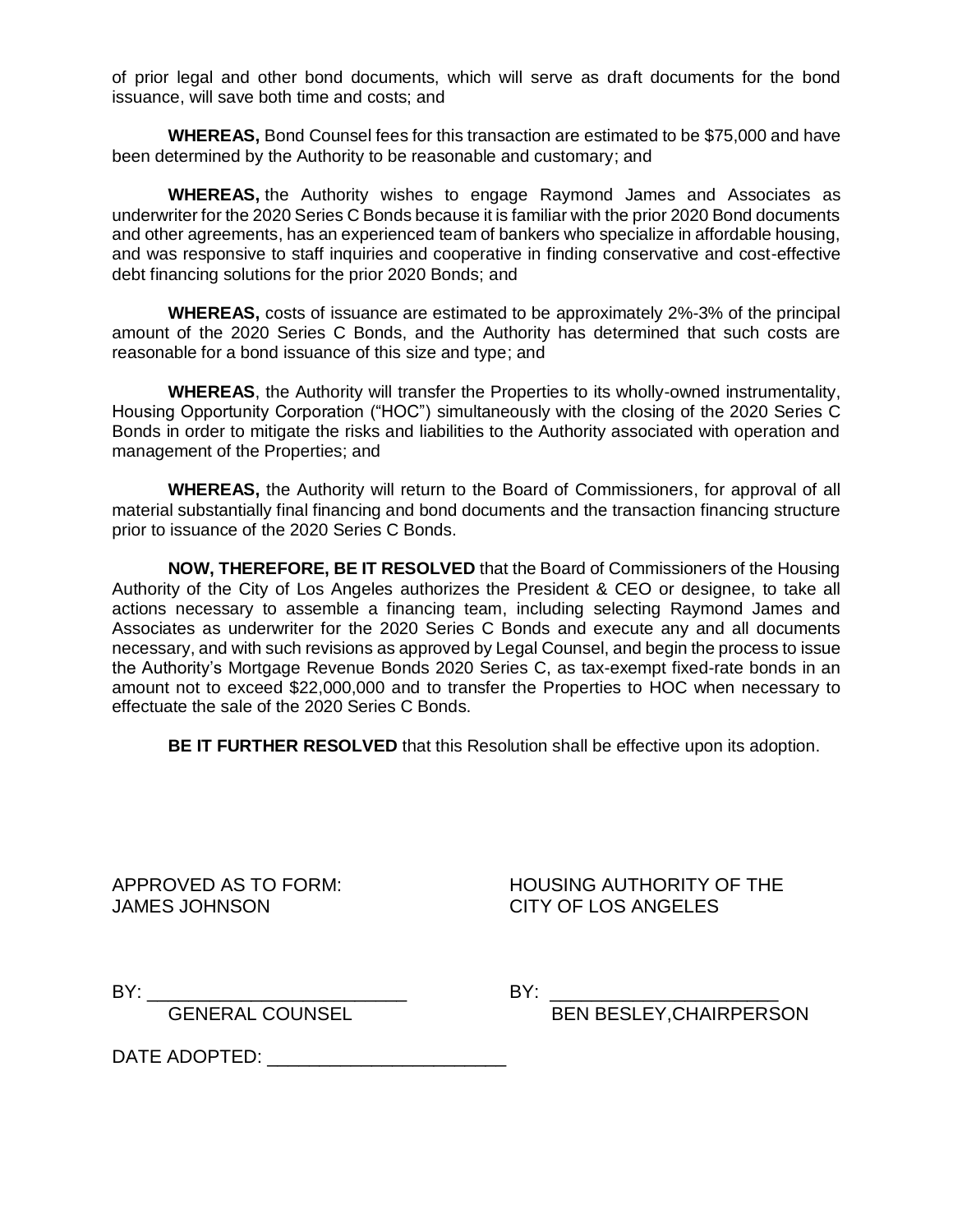of prior legal and other bond documents, which will serve as draft documents for the bond issuance, will save both time and costs; and

**WHEREAS,** Bond Counsel fees for this transaction are estimated to be $75,000 and have been determined by the Authority to be reasonable and customary; and

**WHEREAS,** the Authority wishes to engage Raymond James and Associates as underwriter for the 2020 Series C Bonds because it is familiar with the prior 2020 Bond documents and other agreements, has an experienced team of bankers who specialize in affordable housing, and was responsive to staff inquiries and cooperative in finding conservative and cost-effective debt financing solutions for the prior 2020 Bonds; and

**WHEREAS,** costs of issuance are estimated to be approximately 2%-3% of the principal amount of the 2020 Series C Bonds, and the Authority has determined that such costs are reasonable for a bond issuance of this size and type; and

**WHEREAS**, the Authority will transfer the Properties to its wholly-owned instrumentality, Housing Opportunity Corporation ("HOC") simultaneously with the closing of the 2020 Series C Bonds in order to mitigate the risks and liabilities to the Authority associated with operation and management of the Properties; and

**WHEREAS,** the Authority will return to the Board of Commissioners, for approval of all material substantially final financing and bond documents and the transaction financing structure prior to issuance of the 2020 Series C Bonds.

**NOW, THEREFORE, BE IT RESOLVED** that the Board of Commissioners of the Housing Authority of the City of Los Angeles authorizes the President & CEO or designee, to take all actions necessary to assemble a financing team, including selecting Raymond James and Associates as underwriter for the 2020 Series C Bonds and execute any and all documents necessary, and with such revisions as approved by Legal Counsel, and begin the process to issue the Authority's Mortgage Revenue Bonds 2020 Series C, as tax-exempt fixed-rate bonds in an amount not to exceed $22,000,000 and to transfer the Properties to HOC when necessary to effectuate the sale of the 2020 Series C Bonds.

**BE IT FURTHER RESOLVED** that this Resolution shall be effective upon its adoption.

APPROVED AS TO FORM:
JAMES JOHNSON

BY: _________________________
GENERAL COUNSEL

HOUSING AUTHORITY OF THE
CITY OF LOS ANGELES

BY: _________________________
BEN BESLEY,CHAIRPERSON

DATE ADOPTED: _______________________